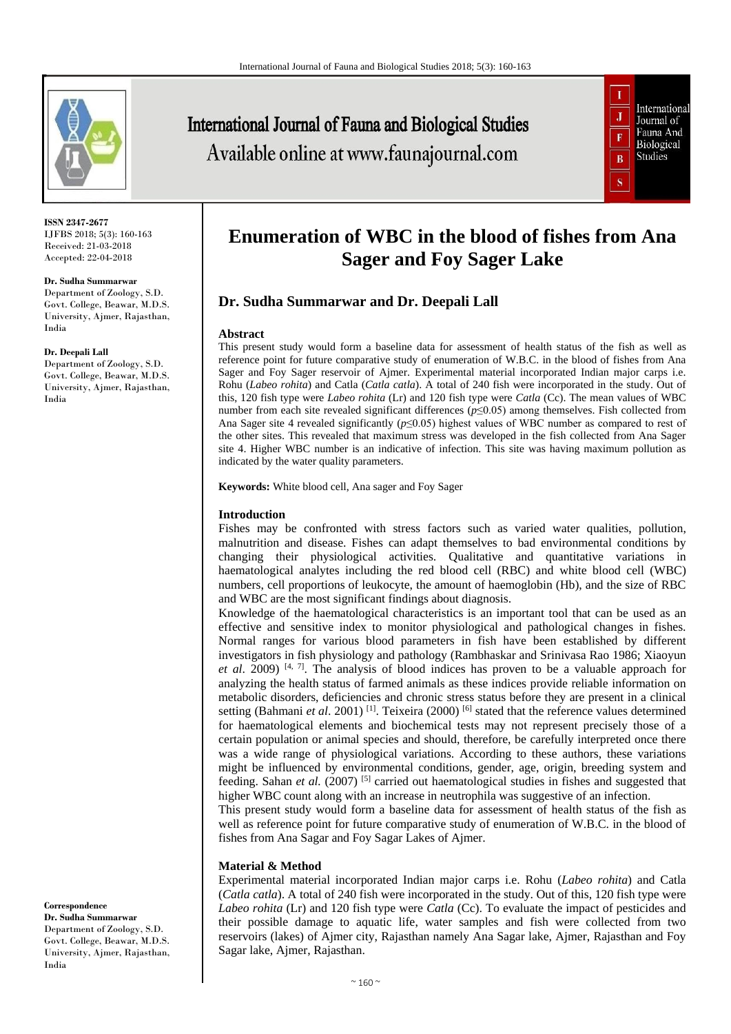**ISSN 2347-2677**
IJFBS 2018; 5(3): 160-163
Received: 21-03-2018
Accepted: 22-04-2018

**Dr. Sudha Summarwar**
Department of Zoology, S.D. Govt. College, Beawar, M.D.S. University, Ajmer, Rajasthan, India

**Dr. Deepali Lall**
Department of Zoology, S.D. Govt. College, Beawar, M.D.S. University, Ajmer, Rajasthan, India

# Enumeration of WBC in the blood of fishes from Ana Sager and Foy Sager Lake

## Dr. Sudha Summarwar and Dr. Deepali Lall

### Abstract

This present study would form a baseline data for assessment of health status of the fish as well as reference point for future comparative study of enumeration of W.B.C. in the blood of fishes from Ana Sager and Foy Sager reservoir of Ajmer. Experimental material incorporated Indian major carps i.e. Rohu (*Labeo rohita*) and Catla (*Catla catla*). A total of 240 fish were incorporated in the study. Out of this, 120 fish type were *Labeo rohita* (Lr) and 120 fish type were *Catla* (Cc). The mean values of WBC number from each site revealed significant differences ($p \leq 0.05$) among themselves. Fish collected from Ana Sager site 4 revealed significantly ($p \leq 0.05$) highest values of WBC number as compared to rest of the other sites. This revealed that maximum stress was developed in the fish collected from Ana Sager site 4. Higher WBC number is an indicative of infection. This site was having maximum pollution as indicated by the water quality parameters.

**Keywords:** White blood cell, Ana sager and Foy Sager

### Introduction

Fishes may be confronted with stress factors such as varied water qualities, pollution, malnutrition and disease. Fishes can adapt themselves to bad environmental conditions by changing their physiological activities. Qualitative and quantitative variations in haematological analytes including the red blood cell (RBC) and white blood cell (WBC) numbers, cell proportions of leukocyte, the amount of haemoglobin (Hb), and the size of RBC and WBC are the most significant findings about diagnosis.

Knowledge of the haematological characteristics is an important tool that can be used as an effective and sensitive index to monitor physiological and pathological changes in fishes. Normal ranges for various blood parameters in fish have been established by different investigators in fish physiology and pathology (Rambhaskar and Srinivasa Rao 1986; Xiaoyun *et al*. 2009) [4, 7]. The analysis of blood indices has proven to be a valuable approach for analyzing the health status of farmed animals as these indices provide reliable information on metabolic disorders, deficiencies and chronic stress status before they are present in a clinical setting (Bahmani *et al*. 2001) [1]. Teixeira (2000) [6] stated that the reference values determined for haematological elements and biochemical tests may not represent precisely those of a certain population or animal species and should, therefore, be carefully interpreted once there was a wide range of physiological variations. According to these authors, these variations might be influenced by environmental conditions, gender, age, origin, breeding system and feeding. Sahan *et al.* (2007) [5] carried out haematological studies in fishes and suggested that higher WBC count along with an increase in neutrophila was suggestive of an infection.

This present study would form a baseline data for assessment of health status of the fish as well as reference point for future comparative study of enumeration of W.B.C. in the blood of fishes from Ana Sagar and Foy Sagar Lakes of Ajmer.

### Material & Method

Experimental material incorporated Indian major carps i.e. Rohu (*Labeo rohita*) and Catla (*Catla catla*). A total of 240 fish were incorporated in the study. Out of this, 120 fish type were *Labeo rohita* (Lr) and 120 fish type were *Catla* (Cc). To evaluate the impact of pesticides and their possible damage to aquatic life, water samples and fish were collected from two reservoirs (lakes) of Ajmer city, Rajasthan namely Ana Sagar lake, Ajmer, Rajasthan and Foy Sagar lake, Ajmer, Rajasthan.

**Correspondence**
**Dr. Sudha Summarwar**
Department of Zoology, S.D. Govt. College, Beawar, M.D.S. University, Ajmer, Rajasthan, India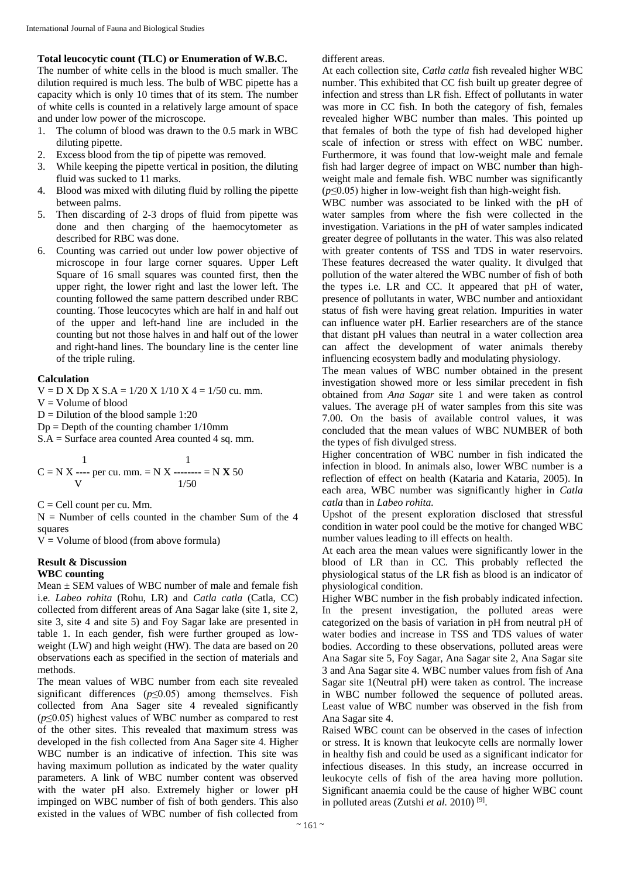**Total leucocytic count (TLC) or Enumeration of W.B.C.**

The number of white cells in the blood is much smaller. The dilution required is much less. The bulb of WBC pipette has a capacity which is only 10 times that of its stem. The number of white cells is counted in a relatively large amount of space and under low power of the microscope.

1. The column of blood was drawn to the 0.5 mark in WBC diluting pipette.
2. Excess blood from the tip of pipette was removed.
3. While keeping the pipette vertical in position, the diluting fluid was sucked to 11 marks.
4. Blood was mixed with diluting fluid by rolling the pipette between palms.
5. Then discarding of 2-3 drops of fluid from pipette was done and then charging of the haemocytometer as described for RBC was done.
6. Counting was carried out under low power objective of microscope in four large corner squares. Upper Left Square of 16 small squares was counted first, then the upper right, the lower right and last the lower left. The counting followed the same pattern described under RBC counting. Those leucocytes which are half in and half out of the upper and left-hand line are included in the counting but not those halves in and half out of the lower and right-hand lines. The boundary line is the center line of the triple ruling.

**Calculation**

$V = D \times Dp \times S.A = 1/20 \times 1/10 \times 4 = 1/50$ cu. mm.

V = Volume of blood

D = Dilution of the blood sample 1:20

Dp = Depth of the counting chamber 1/10mm

S.A = Surface area counted Area counted 4 sq. mm.

$$C = N \times \frac{1}{V} \text{ per cu. mm.} = N \times \frac{1}{1/50} = N \times 50$$

C = Cell count per cu. Mm.

N = Number of cells counted in the chamber Sum of the 4 squares

V = Volume of blood (from above formula)

## Result & Discussion

### WBC counting

Mean ± SEM values of WBC number of male and female fish i.e. *Labeo rohita* (Rohu, LR) and *Catla catla* (Catla, CC) collected from different areas of Ana Sagar lake (site 1, site 2, site 3, site 4 and site 5) and Foy Sagar lake are presented in table 1. In each gender, fish were further grouped as low-weight (LW) and high weight (HW). The data are based on 20 observations each as specified in the section of materials and methods.

The mean values of WBC number from each site revealed significant differences ($p \leq 0.05$) among themselves. Fish collected from Ana Sager site 4 revealed significantly ($p \leq 0.05$) highest values of WBC number as compared to rest of the other sites. This revealed that maximum stress was developed in the fish collected from Ana Sager site 4. Higher WBC number is an indicative of infection. This site was having maximum pollution as indicated by the water quality parameters. A link of WBC number content was observed with the water pH also. Extremely higher or lower pH impinged on WBC number of fish of both genders. This also existed in the values of WBC number of fish collected from different areas.

At each collection site, *Catla catla* fish revealed higher WBC number. This exhibited that CC fish built up greater degree of infection and stress than LR fish. Effect of pollutants in water was more in CC fish. In both the category of fish, females revealed higher WBC number than males. This pointed up that females of both the type of fish had developed higher scale of infection or stress with effect on WBC number. Furthermore, it was found that low-weight male and female fish had larger degree of impact on WBC number than high-weight male and female fish. WBC number was significantly ($p \leq 0.05$) higher in low-weight fish than high-weight fish.

WBC number was associated to be linked with the pH of water samples from where the fish were collected in the investigation. Variations in the pH of water samples indicated greater degree of pollutants in the water. This was also related with greater contents of TSS and TDS in water reservoirs. These features decreased the water quality. It divulged that pollution of the water altered the WBC number of fish of both the types i.e. LR and CC. It appeared that pH of water, presence of pollutants in water, WBC number and antioxidant status of fish were having great relation. Impurities in water can influence water pH. Earlier researchers are of the stance that distant pH values than neutral in a water collection area can affect the development of water animals thereby influencing ecosystem badly and modulating physiology.

The mean values of WBC number obtained in the present investigation showed more or less similar precedent in fish obtained from *Ana Sagar* site 1 and were taken as control values. The average pH of water samples from this site was 7.00. On the basis of available control values, it was concluded that the mean values of WBC NUMBER of both the types of fish divulged stress.

Higher concentration of WBC number in fish indicated the infection in blood. In animals also, lower WBC number is a reflection of effect on health (Kataria and Kataria, 2005). In each area, WBC number was significantly higher in *Catla catla* than in *Labeo rohita.*

Upshot of the present exploration disclosed that stressful condition in water pool could be the motive for changed WBC number values leading to ill effects on health.

At each area the mean values were significantly lower in the blood of LR than in CC. This probably reflected the physiological status of the LR fish as blood is an indicator of physiological condition.

Higher WBC number in the fish probably indicated infection. In the present investigation, the polluted areas were categorized on the basis of variation in pH from neutral pH of water bodies and increase in TSS and TDS values of water bodies. According to these observations, polluted areas were Ana Sagar site 5, Foy Sagar, Ana Sagar site 2, Ana Sagar site 3 and Ana Sagar site 4. WBC number values from fish of Ana Sagar site 1(Neutral pH) were taken as control. The increase in WBC number followed the sequence of polluted areas. Least value of WBC number was observed in the fish from Ana Sagar site 4.

Raised WBC count can be observed in the cases of infection or stress. It is known that leukocyte cells are normally lower in healthy fish and could be used as a significant indicator for infectious diseases. In this study, an increase occurred in leukocyte cells of fish of the area having more pollution. Significant anaemia could be the cause of higher WBC count in polluted areas (Zutshi *et al.* 2010) [9].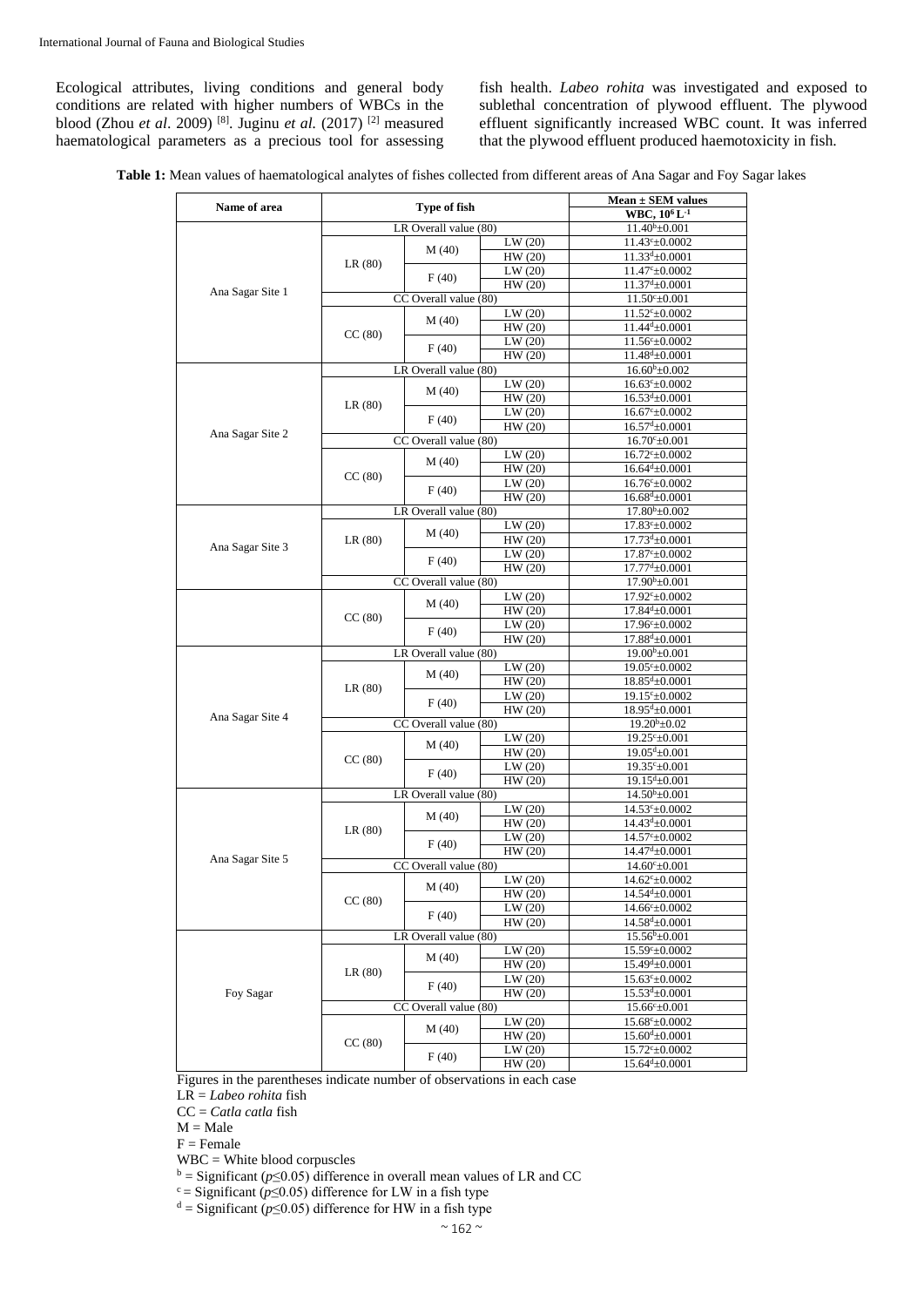Ecological attributes, living conditions and general body conditions are related with higher numbers of WBCs in the blood (Zhou *et al*. 2009) [8]. Juginu *et al.* (2017) [2] measured haematological parameters as a precious tool for assessing fish health. *Labeo rohita* was investigated and exposed to sublethal concentration of plywood effluent. The plywood effluent significantly increased WBC count. It was inferred that the plywood effluent produced haemotoxicity in fish.

**Table 1:** Mean values of haematological analytes of fishes collected from different areas of Ana Sagar and Foy Sagar lakes

| Name of area | Type of fish | | | Mean ± SEM values |
|---|---|---|---|---|
| | | | | WBC, $10^6$ L$^{-1}$ |
| Ana Sagar Site 1 | LR Overall value (80) | | | $11.40^b$±0.001 |
| | LR (80) | M (40) | LW (20) | $11.43^c$±0.0002 |
| | | | HW (20) | $11.33^d$±0.0001 |
| | | F (40) | LW (20) | $11.47^c$±0.0002 |
| | | | HW (20) | $11.37^d$±0.0001 |
| | CC Overall value (80) | | | $11.50^c$±0.001 |
| | CC (80) | M (40) | LW (20) | $11.52^c$±0.0002 |
| | | | HW (20) | $11.44^d$±0.0001 |
| | | F (40) | LW (20) | $11.56^c$±0.0002 |
| | | | HW (20) | $11.48^d$±0.0001 |
| Ana Sagar Site 2 | LR Overall value (80) | | | $16.60^b$±0.002 |
| | LR (80) | M (40) | LW (20) | $16.63^c$±0.0002 |
| | | | HW (20) | $16.53^d$±0.0001 |
| | | F (40) | LW (20) | $16.67^c$±0.0002 |
| | | | HW (20) | $16.57^d$±0.0001 |
| | CC Overall value (80) | | | $16.70^c$±0.001 |
| | CC (80) | M (40) | LW (20) | $16.72^c$±0.0002 |
| | | | HW (20) | $16.64^d$±0.0001 |
| | | F (40) | LW (20) | $16.76^c$±0.0002 |
| | | | HW (20) | $16.68^d$±0.0001 |
| Ana Sagar Site 3 | LR Overall value (80) | | | $17.80^b$±0.002 |
| | LR (80) | M (40) | LW (20) | $17.83^c$±0.0002 |
| | | | HW (20) | $17.73^d$±0.0001 |
| | | F (40) | LW (20) | $17.87^c$±0.0002 |
| | | | HW (20) | $17.77^d$±0.0001 |
| | CC Overall value (80) | | | $17.90^b$±0.001 |
| | CC (80) | M (40) | LW (20) | $17.92^c$±0.0002 |
| | | | HW (20) | $17.84^d$±0.0001 |
| | | F (40) | LW (20) | $17.96^c$±0.0002 |
| | | | HW (20) | $17.88^d$±0.0001 |
| Ana Sagar Site 4 | LR Overall value (80) | | | $19.00^b$±0.001 |
| | LR (80) | M (40) | LW (20) | $19.05^c$±0.0002 |
| | | | HW (20) | $18.85^d$±0.0001 |
| | | F (40) | LW (20) | $19.15^c$±0.0002 |
| | | | HW (20) | $18.95^d$±0.0001 |
| | CC Overall value (80) | | | $19.20^b$±0.02 |
| | CC (80) | M (40) | LW (20) | $19.25^c$±0.001 |
| | | | HW (20) | $19.05^d$±0.001 |
| | | F (40) | LW (20) | $19.35^c$±0.001 |
| | | | HW (20) | $19.15^d$±0.001 |
| Ana Sagar Site 5 | LR Overall value (80) | | | $14.50^b$±0.001 |
| | LR (80) | M (40) | LW (20) | $14.53^c$±0.0002 |
| | | | HW (20) | $14.43^d$±0.0001 |
| | | F (40) | LW (20) | $14.57^c$±0.0002 |
| | | | HW (20) | $14.47^d$±0.0001 |
| | CC Overall value (80) | | | $14.60^c$±0.001 |
| | CC (80) | M (40) | LW (20) | $14.62^c$±0.0002 |
| | | | HW (20) | $14.54^d$±0.0001 |
| | | F (40) | LW (20) | $14.66^c$±0.0002 |
| | | | HW (20) | $14.58^d$±0.0001 |
| Foy Sagar | LR Overall value (80) | | | $15.56^b$±0.001 |
| | LR (80) | M (40) | LW (20) | $15.59^c$±0.0002 |
| | | | HW (20) | $15.49^d$±0.0001 |
| | | F (40) | LW (20) | $15.63^c$±0.0002 |
| | | | HW (20) | $15.53^d$±0.0001 |
| | CC Overall value (80) | | | $15.66^c$±0.001 |
| | CC (80) | M (40) | LW (20) | $15.68^c$±0.0002 |
| | | | HW (20) | $15.60^d$±0.0001 |
| | | F (40) | LW (20) | $15.72^c$±0.0002 |
| | | | HW (20) | $15.64^d$±0.0001 |

Figures in the parentheses indicate number of observations in each case

LR = *Labeo rohita* fish

CC = *Catla catla* fish

M = Male

F = Female

WBC = White blood corpuscles

$^b$ = Significant ($p$≤0.05) difference in overall mean values of LR and CC

$^c$ = Significant ($p$≤0.05) difference for LW in a fish type

$^d$ = Significant ($p$≤0.05) difference for HW in a fish type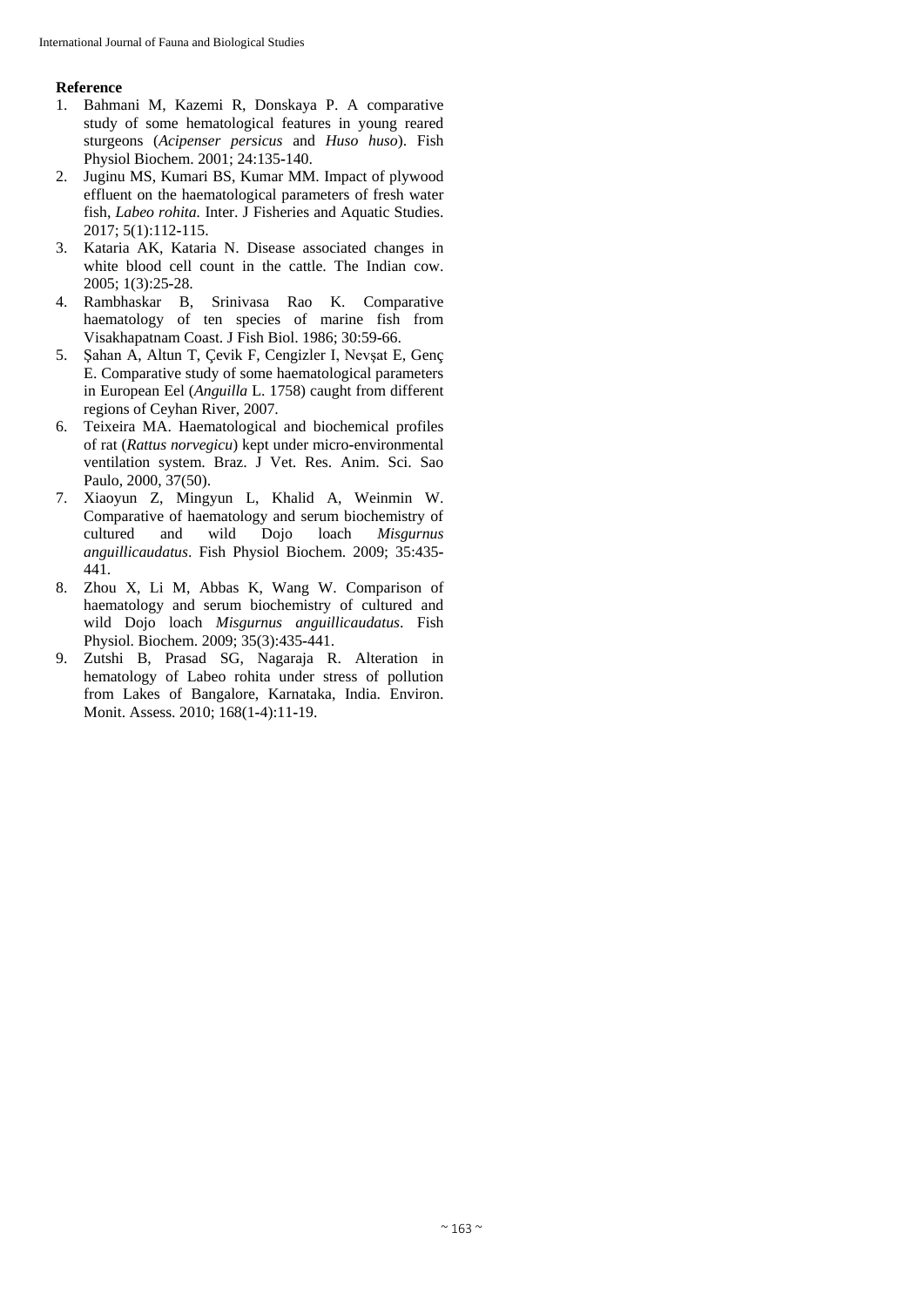**Reference**

1. Bahmani M, Kazemi R, Donskaya P. A comparative study of some hematological features in young reared sturgeons (*Acipenser persicus* and *Huso huso*). Fish Physiol Biochem. 2001; 24:135-140.
2. Juginu MS, Kumari BS, Kumar MM. Impact of plywood effluent on the haematological parameters of fresh water fish, *Labeo rohita.* Inter. J Fisheries and Aquatic Studies. 2017; 5(1):112-115.
3. Kataria AK, Kataria N. Disease associated changes in white blood cell count in the cattle. The Indian cow. 2005; 1(3):25-28.
4. Rambhaskar B, Srinivasa Rao K. Comparative haematology of ten species of marine fish from Visakhapatnam Coast. J Fish Biol. 1986; 30:59-66.
5. Şahan A, Altun T, Çevik F, Cengizler I, Nevşat E, Genç E. Comparative study of some haematological parameters in European Eel (*Anguilla* L. 1758) caught from different regions of Ceyhan River, 2007.
6. Teixeira MA. Haematological and biochemical profiles of rat (*Rattus norvegicu*) kept under micro-environmental ventilation system. Braz. J Vet. Res. Anim. Sci. Sao Paulo, 2000, 37(50).
7. Xiaoyun Z, Mingyun L, Khalid A, Weinmin W. Comparative of haematology and serum biochemistry of cultured and wild Dojo loach *Misgurnus anguillicaudatus*. Fish Physiol Biochem. 2009; 35:435-441.
8. Zhou X, Li M, Abbas K, Wang W. Comparison of haematology and serum biochemistry of cultured and wild Dojo loach *Misgurnus anguillicaudatus*. Fish Physiol. Biochem. 2009; 35(3):435-441.
9. Zutshi B, Prasad SG, Nagaraja R. Alteration in hematology of Labeo rohita under stress of pollution from Lakes of Bangalore, Karnataka, India. Environ. Monit. Assess. 2010; 168(1-4):11-19.